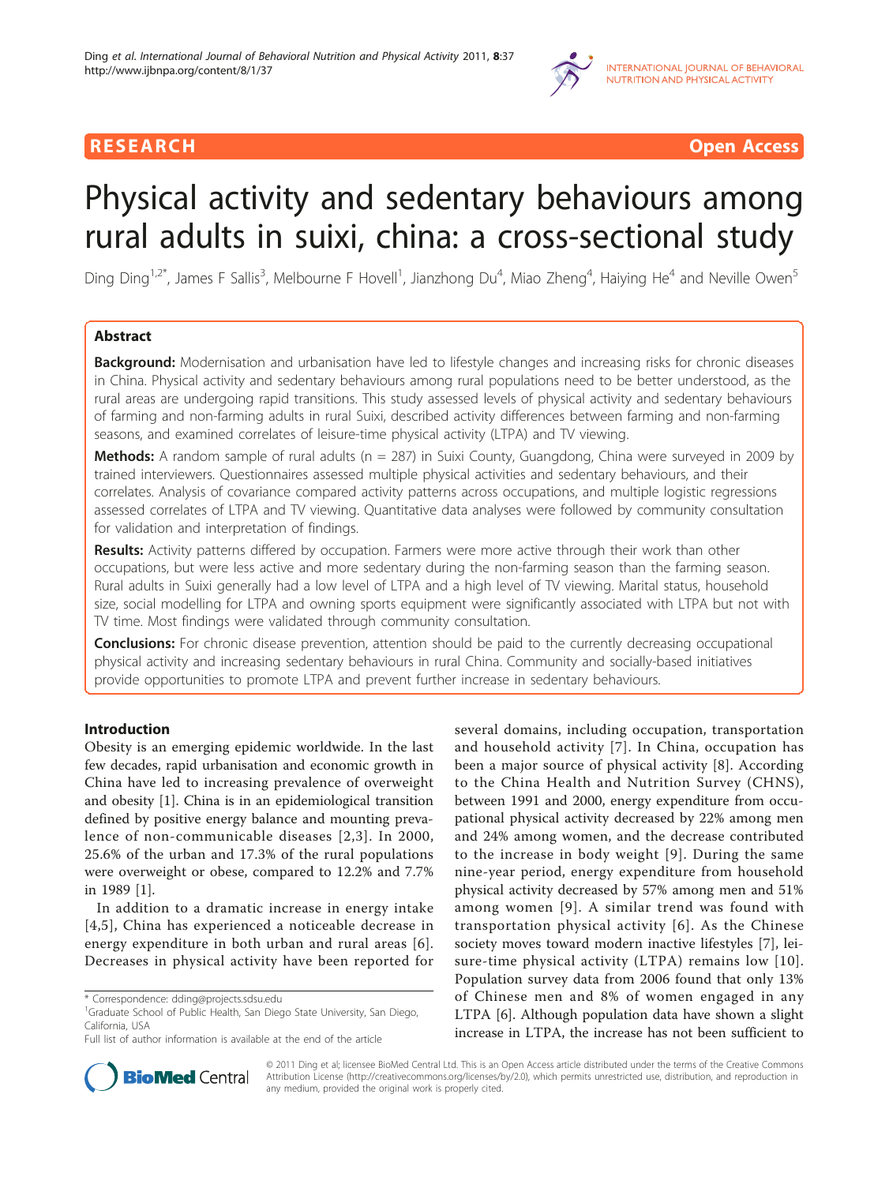RESEARCH Open Access

# Physical activity and sedentary behaviours among rural adults in suixi, china: a cross-sectional study

Ding Ding[1,2*], James F Sallis[3], Melbourne F Hovell[1], Jianzhong Du[4], Miao Zheng[4], Haiying He[4] and Neville Owen[5]

## Abstract

**Background:** Modernisation and urbanisation have led to lifestyle changes and increasing risks for chronic diseases in China. Physical activity and sedentary behaviours among rural populations need to be better understood, as the rural areas are undergoing rapid transitions. This study assessed levels of physical activity and sedentary behaviours of farming and non-farming adults in rural Suixi, described activity differences between farming and non-farming seasons, and examined correlates of leisure-time physical activity (LTPA) and TV viewing.

**Methods:** A random sample of rural adults (n = 287) in Suixi County, Guangdong, China were surveyed in 2009 by trained interviewers. Questionnaires assessed multiple physical activities and sedentary behaviours, and their correlates. Analysis of covariance compared activity patterns across occupations, and multiple logistic regressions assessed correlates of LTPA and TV viewing. Quantitative data analyses were followed by community consultation for validation and interpretation of findings.

**Results:** Activity patterns differed by occupation. Farmers were more active through their work than other occupations, but were less active and more sedentary during the non-farming season than the farming season. Rural adults in Suixi generally had a low level of LTPA and a high level of TV viewing. Marital status, household size, social modelling for LTPA and owning sports equipment were significantly associated with LTPA but not with TV time. Most findings were validated through community consultation.

**Conclusions:** For chronic disease prevention, attention should be paid to the currently decreasing occupational physical activity and increasing sedentary behaviours in rural China. Community and socially-based initiatives provide opportunities to promote LTPA and prevent further increase in sedentary behaviours.

## Introduction

Obesity is an emerging epidemic worldwide. In the last few decades, rapid urbanisation and economic growth in China have led to increasing prevalence of overweight and obesity [1]. China is in an epidemiological transition defined by positive energy balance and mounting prevalence of non-communicable diseases [2,3]. In 2000, 25.6% of the urban and 17.3% of the rural populations were overweight or obese, compared to 12.2% and 7.7% in 1989 [1].

In addition to a dramatic increase in energy intake [4,5], China has experienced a noticeable decrease in energy expenditure in both urban and rural areas [6]. Decreases in physical activity have been reported for several domains, including occupation, transportation and household activity [7]. In China, occupation has been a major source of physical activity [8]. According to the China Health and Nutrition Survey (CHNS), between 1991 and 2000, energy expenditure from occupational physical activity decreased by 22% among men and 24% among women, and the decrease contributed to the increase in body weight [9]. During the same nine-year period, energy expenditure from household physical activity decreased by 57% among men and 51% among women [9]. A similar trend was found with transportation physical activity [6]. As the Chinese society moves toward modern inactive lifestyles [7], leisure-time physical activity (LTPA) remains low [10]. Population survey data from 2006 found that only 13% of Chinese men and 8% of women engaged in any LTPA [6]. Although population data have shown a slight increase in LTPA, the increase has not been sufficient to

\* Correspondence: dding@projects.sdsu.edu

[1]Graduate School of Public Health, San Diego State University, San Diego, California, USA

Full list of author information is available at the end of the article

© 2011 Ding et al; licensee BioMed Central Ltd. This is an Open Access article distributed under the terms of the Creative Commons Attribution License (http://creativecommons.org/licenses/by/2.0), which permits unrestricted use, distribution, and reproduction in any medium, provided the original work is properly cited.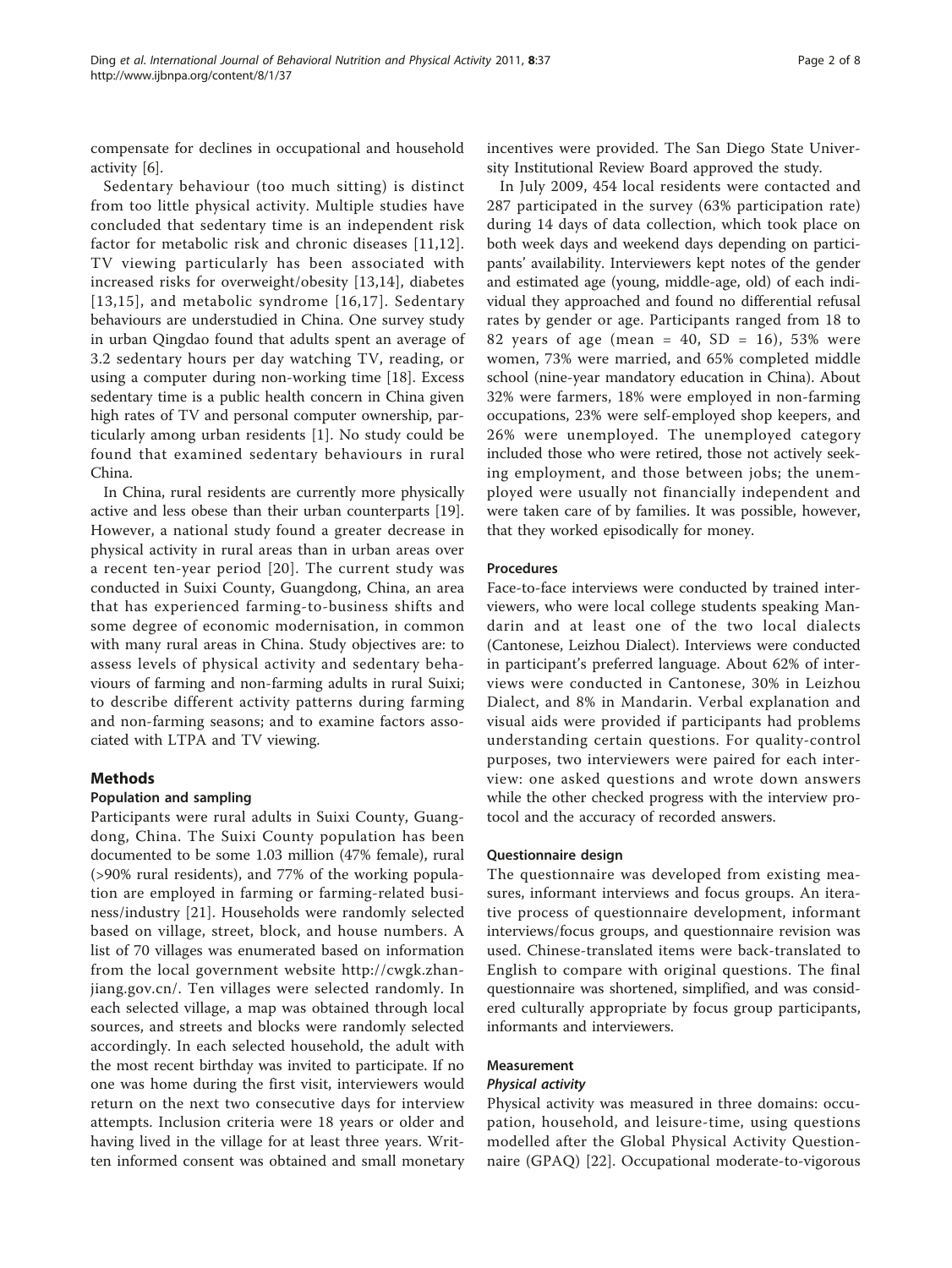compensate for declines in occupational and household activity [6].

Sedentary behaviour (too much sitting) is distinct from too little physical activity. Multiple studies have concluded that sedentary time is an independent risk factor for metabolic risk and chronic diseases [11,12]. TV viewing particularly has been associated with increased risks for overweight/obesity [13,14], diabetes [13,15], and metabolic syndrome [16,17]. Sedentary behaviours are understudied in China. One survey study in urban Qingdao found that adults spent an average of 3.2 sedentary hours per day watching TV, reading, or using a computer during non-working time [18]. Excess sedentary time is a public health concern in China given high rates of TV and personal computer ownership, particularly among urban residents [1]. No study could be found that examined sedentary behaviours in rural China.

In China, rural residents are currently more physically active and less obese than their urban counterparts [19]. However, a national study found a greater decrease in physical activity in rural areas than in urban areas over a recent ten-year period [20]. The current study was conducted in Suixi County, Guangdong, China, an area that has experienced farming-to-business shifts and some degree of economic modernisation, in common with many rural areas in China. Study objectives are: to assess levels of physical activity and sedentary behaviours of farming and non-farming adults in rural Suixi; to describe different activity patterns during farming and non-farming seasons; and to examine factors associated with LTPA and TV viewing.

## Methods

### Population and sampling

Participants were rural adults in Suixi County, Guangdong, China. The Suixi County population has been documented to be some 1.03 million (47% female), rural (>90% rural residents), and 77% of the working population are employed in farming or farming-related business/industry [21]. Households were randomly selected based on village, street, block, and house numbers. A list of 70 villages was enumerated based on information from the local government website http://cwgk.zhanjiang.gov.cn/. Ten villages were selected randomly. In each selected village, a map was obtained through local sources, and streets and blocks were randomly selected accordingly. In each selected household, the adult with the most recent birthday was invited to participate. If no one was home during the first visit, interviewers would return on the next two consecutive days for interview attempts. Inclusion criteria were 18 years or older and having lived in the village for at least three years. Written informed consent was obtained and small monetary incentives were provided. The San Diego State University Institutional Review Board approved the study.

In July 2009, 454 local residents were contacted and 287 participated in the survey (63% participation rate) during 14 days of data collection, which took place on both week days and weekend days depending on participants' availability. Interviewers kept notes of the gender and estimated age (young, middle-age, old) of each individual they approached and found no differential refusal rates by gender or age. Participants ranged from 18 to 82 years of age (mean = 40, SD = 16), 53% were women, 73% were married, and 65% completed middle school (nine-year mandatory education in China). About 32% were farmers, 18% were employed in non-farming occupations, 23% were self-employed shop keepers, and 26% were unemployed. The unemployed category included those who were retired, those not actively seeking employment, and those between jobs; the unemployed were usually not financially independent and were taken care of by families. It was possible, however, that they worked episodically for money.

### Procedures

Face-to-face interviews were conducted by trained interviewers, who were local college students speaking Mandarin and at least one of the two local dialects (Cantonese, Leizhou Dialect). Interviews were conducted in participant's preferred language. About 62% of interviews were conducted in Cantonese, 30% in Leizhou Dialect, and 8% in Mandarin. Verbal explanation and visual aids were provided if participants had problems understanding certain questions. For quality-control purposes, two interviewers were paired for each interview: one asked questions and wrote down answers while the other checked progress with the interview protocol and the accuracy of recorded answers.

### Questionnaire design

The questionnaire was developed from existing measures, informant interviews and focus groups. An iterative process of questionnaire development, informant interviews/focus groups, and questionnaire revision was used. Chinese-translated items were back-translated to English to compare with original questions. The final questionnaire was shortened, simplified, and was considered culturally appropriate by focus group participants, informants and interviewers.

### Measurement

#### *Physical activity*

Physical activity was measured in three domains: occupation, household, and leisure-time, using questions modelled after the Global Physical Activity Questionnaire (GPAQ) [22]. Occupational moderate-to-vigorous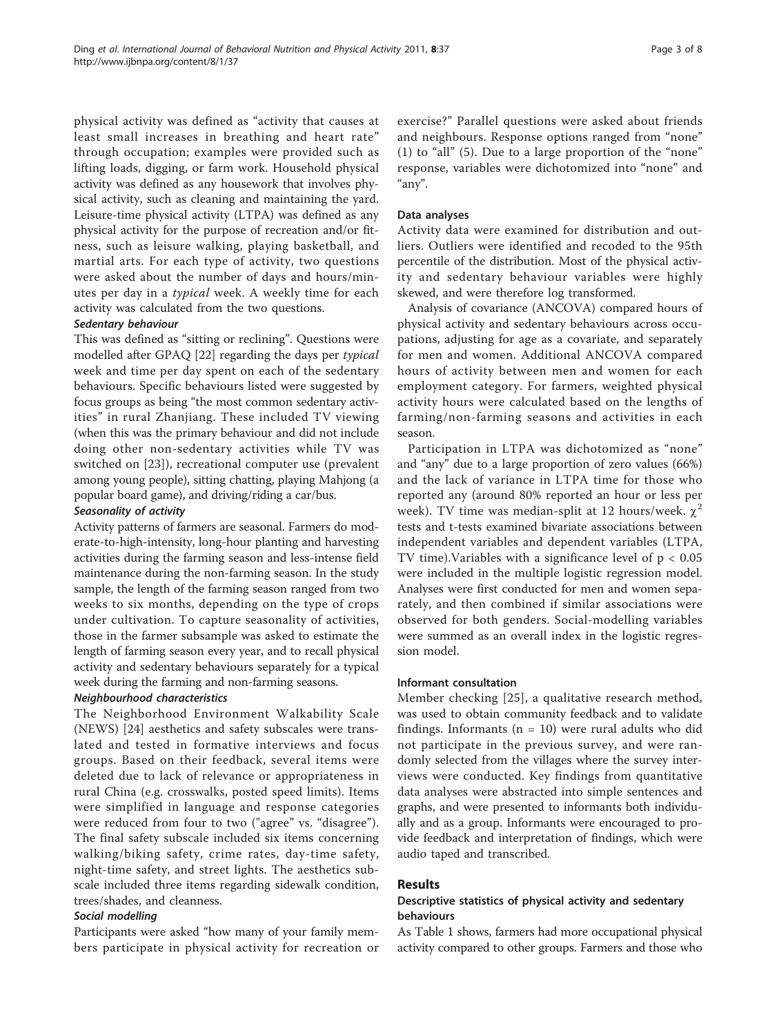physical activity was defined as "activity that causes at least small increases in breathing and heart rate" through occupation; examples were provided such as lifting loads, digging, or farm work. Household physical activity was defined as any housework that involves physical activity, such as cleaning and maintaining the yard. Leisure-time physical activity (LTPA) was defined as any physical activity for the purpose of recreation and/or fitness, such as leisure walking, playing basketball, and martial arts. For each type of activity, two questions were asked about the number of days and hours/minutes per day in a *typical* week. A weekly time for each activity was calculated from the two questions.

#### *Sedentary behaviour*

This was defined as "sitting or reclining". Questions were modelled after GPAQ [22] regarding the days per *typical* week and time per day spent on each of the sedentary behaviours. Specific behaviours listed were suggested by focus groups as being "the most common sedentary activities" in rural Zhanjiang. These included TV viewing (when this was the primary behaviour and did not include doing other non-sedentary activities while TV was switched on [23]), recreational computer use (prevalent among young people), sitting chatting, playing Mahjong (a popular board game), and driving/riding a car/bus.

#### *Seasonality of activity*

Activity patterns of farmers are seasonal. Farmers do moderate-to-high-intensity, long-hour planting and harvesting activities during the farming season and less-intense field maintenance during the non-farming season. In the study sample, the length of the farming season ranged from two weeks to six months, depending on the type of crops under cultivation. To capture seasonality of activities, those in the farmer subsample was asked to estimate the length of farming season every year, and to recall physical activity and sedentary behaviours separately for a typical week during the farming and non-farming seasons.

#### *Neighbourhood characteristics*

The Neighborhood Environment Walkability Scale (NEWS) [24] aesthetics and safety subscales were translated and tested in formative interviews and focus groups. Based on their feedback, several items were deleted due to lack of relevance or appropriateness in rural China (e.g. crosswalks, posted speed limits). Items were simplified in language and response categories were reduced from four to two ("agree" vs. "disagree"). The final safety subscale included six items concerning walking/biking safety, crime rates, day-time safety, night-time safety, and street lights. The aesthetics subscale included three items regarding sidewalk condition, trees/shades, and cleanness.

#### *Social modelling*

Participants were asked "how many of your family members participate in physical activity for recreation or exercise?" Parallel questions were asked about friends and neighbours. Response options ranged from "none" (1) to "all" (5). Due to a large proportion of the "none" response, variables were dichotomized into "none" and "any".

### Data analyses

Activity data were examined for distribution and outliers. Outliers were identified and recoded to the 95th percentile of the distribution. Most of the physical activity and sedentary behaviour variables were highly skewed, and were therefore log transformed.

Analysis of covariance (ANCOVA) compared hours of physical activity and sedentary behaviours across occupations, adjusting for age as a covariate, and separately for men and women. Additional ANCOVA compared hours of activity between men and women for each employment category. For farmers, weighted physical activity hours were calculated based on the lengths of farming/non-farming seasons and activities in each season.

Participation in LTPA was dichotomized as "none" and "any" due to a large proportion of zero values (66%) and the lack of variance in LTPA time for those who reported any (around 80% reported an hour or less per week). TV time was median-split at 12 hours/week. $\chi^2$ tests and t-tests examined bivariate associations between independent variables and dependent variables (LTPA, TV time).Variables with a significance level of $p < 0.05$ were included in the multiple logistic regression model. Analyses were first conducted for men and women separately, and then combined if similar associations were observed for both genders. Social-modelling variables were summed as an overall index in the logistic regression model.

### Informant consultation

Member checking [25], a qualitative research method, was used to obtain community feedback and to validate findings. Informants (n = 10) were rural adults who did not participate in the previous survey, and were randomly selected from the villages where the survey interviews were conducted. Key findings from quantitative data analyses were abstracted into simple sentences and graphs, and were presented to informants both individually and as a group. Informants were encouraged to provide feedback and interpretation of findings, which were audio taped and transcribed.

## Results

### Descriptive statistics of physical activity and sedentary behaviours

As Table 1 shows, farmers had more occupational physical activity compared to other groups. Farmers and those who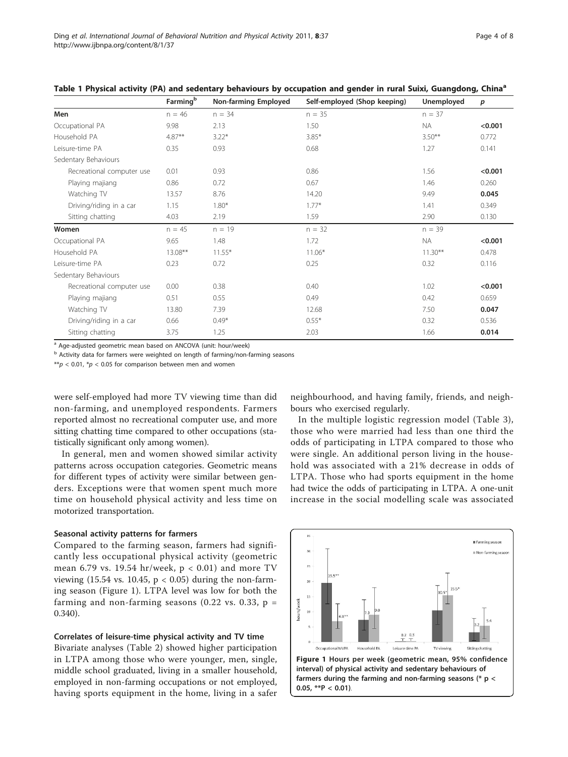Table 1 Physical activity (PA) and sedentary behaviours by occupation and gender in rural Suixi, Guangdong, China[a]

| | Farming[b] | Non-farming Employed | Self-employed (Shop keeping) | Unemployed | *p* |
|---|---|---|---|---|---|
| **Men** | n = 46 | n = 34 | n = 35 | n = 37 | |
| Occupational PA | 9.98 | 2.13 | 1.50 | NA | **<0.001** |
| Household PA | 4.87** | 3.22* | 3.85* | 3.50** | 0.772 |
| Leisure-time PA | 0.35 | 0.93 | 0.68 | 1.27 | 0.141 |
| Sedentary Behaviours | | | | | |
| Recreational computer use | 0.01 | 0.93 | 0.86 | 1.56 | **<0.001** |
| Playing majiang | 0.86 | 0.72 | 0.67 | 1.46 | 0.260 |
| Watching TV | 13.57 | 8.76 | 14.20 | 9.49 | **0.045** |
| Driving/riding in a car | 1.15 | 1.80* | 1.77* | 1.41 | 0.349 |
| Sitting chatting | 4.03 | 2.19 | 1.59 | 2.90 | 0.130 |
| **Women** | n = 45 | n = 19 | n = 32 | n = 39 | |
| Occupational PA | 9.65 | 1.48 | 1.72 | NA | **<0.001** |
| Household PA | 13.08** | 11.55* | 11.06* | 11.30** | 0.478 |
| Leisure-time PA | 0.23 | 0.72 | 0.25 | 0.32 | 0.116 |
| Sedentary Behaviours | | | | | |
| Recreational computer use | 0.00 | 0.38 | 0.40 | 1.02 | **<0.001** |
| Playing majiang | 0.51 | 0.55 | 0.49 | 0.42 | 0.659 |
| Watching TV | 13.80 | 7.39 | 12.68 | 7.50 | **0.047** |
| Driving/riding in a car | 0.66 | 0.49* | 0.55* | 0.32 | 0.536 |
| Sitting chatting | 3.75 | 1.25 | 2.03 | 1.66 | **0.014** |

[a] Age-adjusted geometric mean based on ANCOVA (unit: hour/week)

[b] Activity data for farmers were weighted on length of farming/non-farming seasons

**$p < 0.01$, *$p < 0.05$ for comparison between men and women

were self-employed had more TV viewing time than did non-farming, and unemployed respondents. Farmers reported almost no recreational computer use, and more sitting chatting time compared to other occupations (statistically significant only among women).

In general, men and women showed similar activity patterns across occupation categories. Geometric means for different types of activity were similar between genders. Exceptions were that women spent much more time on household physical activity and less time on motorized transportation.

### Seasonal activity patterns for farmers

Compared to the farming season, farmers had significantly less occupational physical activity (geometric mean 6.79 vs. 19.54 hr/week, $p < 0.01$) and more TV viewing (15.54 vs. 10.45, $p < 0.05$) during the non-farming season (Figure 1). LTPA level was low for both the farming and non-farming seasons (0.22 vs. 0.33, $p = 0.340$).

### Correlates of leisure-time physical activity and TV time

Bivariate analyses (Table 2) showed higher participation in LTPA among those who were younger, men, single, middle school graduated, living in a smaller household, employed in non-farming occupations or not employed, having sports equipment in the home, living in a safer neighbourhood, and having family, friends, and neighbours who exercised regularly.

In the multiple logistic regression model (Table 3), those who were married had less than one third the odds of participating in LTPA compared to those who were single. An additional person living in the household was associated with a 21% decrease in odds of LTPA. Those who had sports equipment in the home had twice the odds of participating in LTPA. A one-unit increase in the social modelling scale was associated

**Figure 1 Hours per week (geometric mean, 95% confidence interval) of physical activity and sedentary behaviours of farmers during the farming and non-farming seasons (* $p < 0.05$, **$P < 0.01$).**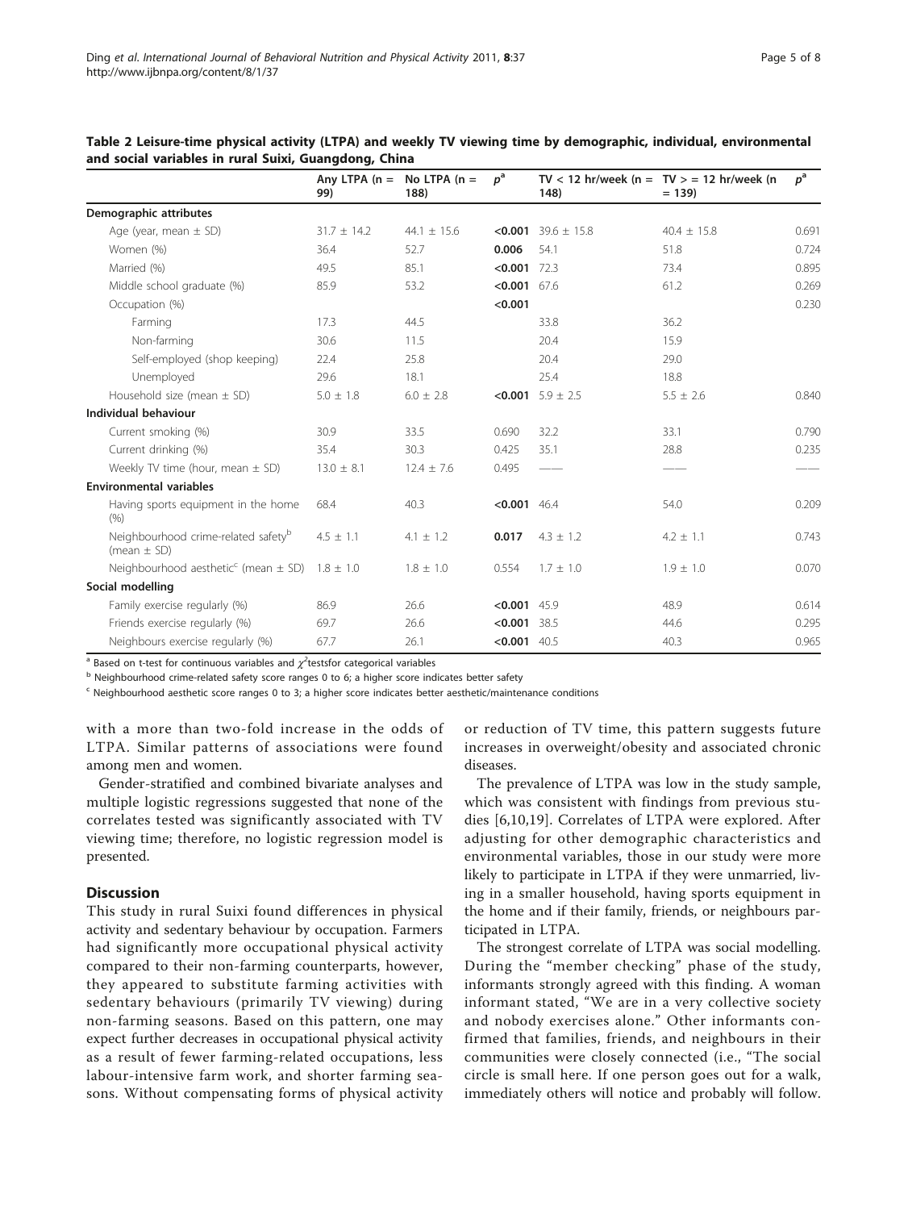**Table 2 Leisure-time physical activity (LTPA) and weekly TV viewing time by demographic, individual, environmental and social variables in rural Suixi, Guangdong, China**

| | Any LTPA (n = 99) | No LTPA (n = 188) | $p^{a}$ | TV < 12 hr/week (n = 148) | TV > = 12 hr/week (n = 139) | $p^{a}$ |
|---|---|---|---|---|---|---|
| **Demographic attributes** | | | | | | |
| Age (year, mean ± SD) | 31.7 ± 14.2 | 44.1 ± 15.6 | **<0.001** | 39.6 ± 15.8 | 40.4 ± 15.8 | 0.691 |
| Women (%) | 36.4 | 52.7 | **0.006** | 54.1 | 51.8 | 0.724 |
| Married (%) | 49.5 | 85.1 | **<0.001** | 72.3 | 73.4 | 0.895 |
| Middle school graduate (%) | 85.9 | 53.2 | **<0.001** | 67.6 | 61.2 | 0.269 |
| Occupation (%) | | | **<0.001** | | | 0.230 |
| Farming | 17.3 | 44.5 | | 33.8 | 36.2 | |
| Non-farming | 30.6 | 11.5 | | 20.4 | 15.9 | |
| Self-employed (shop keeping) | 22.4 | 25.8 | | 20.4 | 29.0 | |
| Unemployed | 29.6 | 18.1 | | 25.4 | 18.8 | |
| Household size (mean ± SD) | 5.0 ± 1.8 | 6.0 ± 2.8 | **<0.001** | 5.9 ± 2.5 | 5.5 ± 2.6 | 0.840 |
| **Individual behaviour** | | | | | | |
| Current smoking (%) | 30.9 | 33.5 | 0.690 | 32.2 | 33.1 | 0.790 |
| Current drinking (%) | 35.4 | 30.3 | 0.425 | 35.1 | 28.8 | 0.235 |
| Weekly TV time (hour, mean ± SD) | 13.0 ± 8.1 | 12.4 ± 7.6 | 0.495 | —— | —— | —— |
| **Environmental variables** | | | | | | |
| Having sports equipment in the home (%) | 68.4 | 40.3 | **<0.001** | 46.4 | 54.0 | 0.209 |
| Neighbourhood crime-related safety[b] (mean ± SD) | 4.5 ± 1.1 | 4.1 ± 1.2 | **0.017** | 4.3 ± 1.2 | 4.2 ± 1.1 | 0.743 |
| Neighbourhood aesthetic[c] (mean ± SD) | 1.8 ± 1.0 | 1.8 ± 1.0 | 0.554 | 1.7 ± 1.0 | 1.9 ± 1.0 | 0.070 |
| **Social modelling** | | | | | | |
| Family exercise regularly (%) | 86.9 | 26.6 | **<0.001** | 45.9 | 48.9 | 0.614 |
| Friends exercise regularly (%) | 69.7 | 26.6 | **<0.001** | 38.5 | 44.6 | 0.295 |
| Neighbours exercise regularly (%) | 67.7 | 26.1 | **<0.001** | 40.5 | 40.3 | 0.965 |

[a] Based on t-test for continuous variables and $\chi^2$testsfor categorical variables

[b] Neighbourhood crime-related safety score ranges 0 to 6; a higher score indicates better safety

[c] Neighbourhood aesthetic score ranges 0 to 3; a higher score indicates better aesthetic/maintenance conditions

with a more than two-fold increase in the odds of LTPA. Similar patterns of associations were found among men and women.

Gender-stratified and combined bivariate analyses and multiple logistic regressions suggested that none of the correlates tested was significantly associated with TV viewing time; therefore, no logistic regression model is presented.

## Discussion

This study in rural Suixi found differences in physical activity and sedentary behaviour by occupation. Farmers had significantly more occupational physical activity compared to their non-farming counterparts, however, they appeared to substitute farming activities with sedentary behaviours (primarily TV viewing) during non-farming seasons. Based on this pattern, one may expect further decreases in occupational physical activity as a result of fewer farming-related occupations, less labour-intensive farm work, and shorter farming seasons. Without compensating forms of physical activity or reduction of TV time, this pattern suggests future increases in overweight/obesity and associated chronic diseases.

The prevalence of LTPA was low in the study sample, which was consistent with findings from previous studies [6,10,19]. Correlates of LTPA were explored. After adjusting for other demographic characteristics and environmental variables, those in our study were more likely to participate in LTPA if they were unmarried, living in a smaller household, having sports equipment in the home and if their family, friends, or neighbours participated in LTPA.

The strongest correlate of LTPA was social modelling. During the "member checking" phase of the study, informants strongly agreed with this finding. A woman informant stated, "We are in a very collective society and nobody exercises alone." Other informants confirmed that families, friends, and neighbours in their communities were closely connected (i.e., "The social circle is small here. If one person goes out for a walk, immediately others will notice and probably will follow.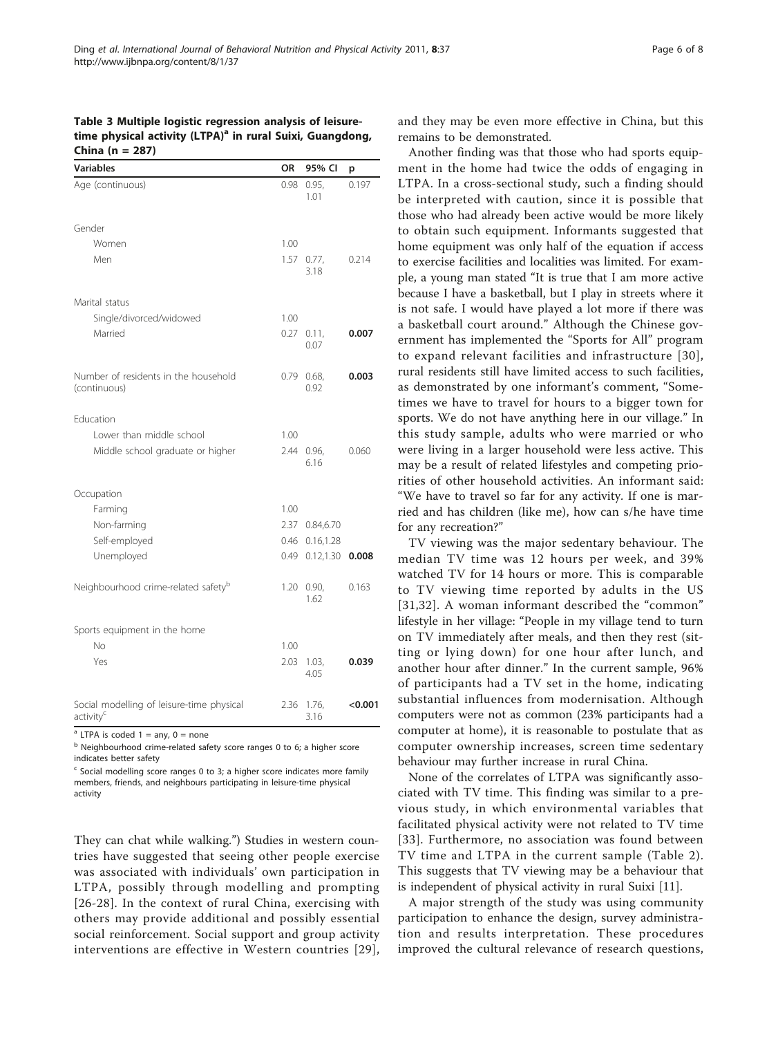**Table 3 Multiple logistic regression analysis of leisure-time physical activity (LTPA)[a] in rural Suixi, Guangdong, China (n = 287)**

| Variables | OR | 95% CI | p |
|---|---|---|---|
| Age (continuous) | 0.98 | 0.95, 1.01 | 0.197 |
| Gender | | | |
| Women | 1.00 | | |
| Men | 1.57 | 0.77, 3.18 | 0.214 |
| Marital status | | | |
| Single/divorced/widowed | 1.00 | | |
| Married | 0.27 | 0.11, 0.07 | **0.007** |
| Number of residents in the household (continuous) | 0.79 | 0.68, 0.92 | **0.003** |
| Education | | | |
| Lower than middle school | 1.00 | | |
| Middle school graduate or higher | 2.44 | 0.96, 6.16 | 0.060 |
| Occupation | | | |
| Farming | 1.00 | | |
| Non-farming | 2.37 | 0.84,6.70 | |
| Self-employed | 0.46 | 0.16,1.28 | |
| Unemployed | 0.49 | 0.12,1.30 | **0.008** |
| Neighbourhood crime-related safety[b] | 1.20 | 0.90, 1.62 | 0.163 |
| Sports equipment in the home | | | |
| No | 1.00 | | |
| Yes | 2.03 | 1.03, 4.05 | **0.039** |
| Social modelling of leisure-time physical activity[c] | 2.36 | 1.76, 3.16 | **<0.001** |

[a] LTPA is coded 1 = any, 0 = none

[b] Neighbourhood crime-related safety score ranges 0 to 6; a higher score indicates better safety

[c] Social modelling score ranges 0 to 3; a higher score indicates more family members, friends, and neighbours participating in leisure-time physical activity

They can chat while walking.") Studies in western countries have suggested that seeing other people exercise was associated with individuals' own participation in LTPA, possibly through modelling and prompting [26-28]. In the context of rural China, exercising with others may provide additional and possibly essential social reinforcement. Social support and group activity interventions are effective in Western countries [29], and they may be even more effective in China, but this remains to be demonstrated.

Another finding was that those who had sports equipment in the home had twice the odds of engaging in LTPA. In a cross-sectional study, such a finding should be interpreted with caution, since it is possible that those who had already been active would be more likely to obtain such equipment. Informants suggested that home equipment was only half of the equation if access to exercise facilities and localities was limited. For example, a young man stated "It is true that I am more active because I have a basketball, but I play in streets where it is not safe. I would have played a lot more if there was a basketball court around." Although the Chinese government has implemented the "Sports for All" program to expand relevant facilities and infrastructure [30], rural residents still have limited access to such facilities, as demonstrated by one informant's comment, "Sometimes we have to travel for hours to a bigger town for sports. We do not have anything here in our village." In this study sample, adults who were married or who were living in a larger household were less active. This may be a result of related lifestyles and competing priorities of other household activities. An informant said: "We have to travel so far for any activity. If one is married and has children (like me), how can s/he have time for any recreation?"

TV viewing was the major sedentary behaviour. The median TV time was 12 hours per week, and 39% watched TV for 14 hours or more. This is comparable to TV viewing time reported by adults in the US [31,32]. A woman informant described the "common" lifestyle in her village: "People in my village tend to turn on TV immediately after meals, and then they rest (sitting or lying down) for one hour after lunch, and another hour after dinner." In the current sample, 96% of participants had a TV set in the home, indicating substantial influences from modernisation. Although computers were not as common (23% participants had a computer at home), it is reasonable to postulate that as computer ownership increases, screen time sedentary behaviour may further increase in rural China.

None of the correlates of LTPA was significantly associated with TV time. This finding was similar to a previous study, in which environmental variables that facilitated physical activity were not related to TV time [33]. Furthermore, no association was found between TV time and LTPA in the current sample (Table 2). This suggests that TV viewing may be a behaviour that is independent of physical activity in rural Suixi [11].

A major strength of the study was using community participation to enhance the design, survey administration and results interpretation. These procedures improved the cultural relevance of research questions,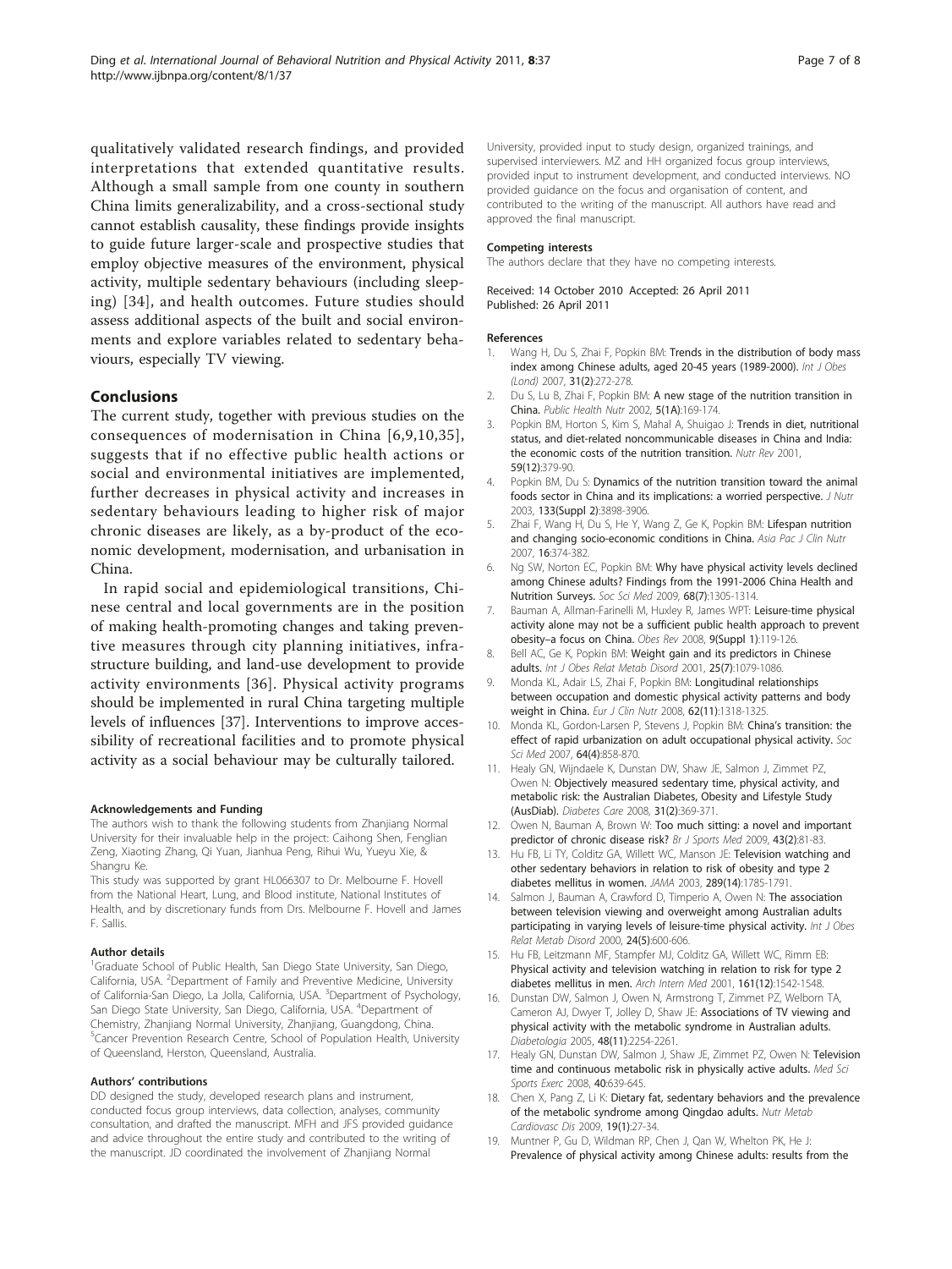qualitatively validated research findings, and provided interpretations that extended quantitative results. Although a small sample from one county in southern China limits generalizability, and a cross-sectional study cannot establish causality, these findings provide insights to guide future larger-scale and prospective studies that employ objective measures of the environment, physical activity, multiple sedentary behaviours (including sleeping) [34], and health outcomes. Future studies should assess additional aspects of the built and social environments and explore variables related to sedentary behaviours, especially TV viewing.

## Conclusions

The current study, together with previous studies on the consequences of modernisation in China [6,9,10,35], suggests that if no effective public health actions or social and environmental initiatives are implemented, further decreases in physical activity and increases in sedentary behaviours leading to higher risk of major chronic diseases are likely, as a by-product of the economic development, modernisation, and urbanisation in China.

In rapid social and epidemiological transitions, Chinese central and local governments are in the position of making health-promoting changes and taking preventive measures through city planning initiatives, infrastructure building, and land-use development to provide activity environments [36]. Physical activity programs should be implemented in rural China targeting multiple levels of influences [37]. Interventions to improve accessibility of recreational facilities and to promote physical activity as a social behaviour may be culturally tailored.

#### Acknowledgements and Funding

The authors wish to thank the following students from Zhanjiang Normal University for their invaluable help in the project: Caihong Shen, Fenglian Zeng, Xiaoting Zhang, Qi Yuan, Jianhua Peng, Rihui Wu, Yueyu Xie, & Shangru Ke.

This study was supported by grant HL066307 to Dr. Melbourne F. Hovell from the National Heart, Lung, and Blood institute, National Institutes of Health, and by discretionary funds from Drs. Melbourne F. Hovell and James F. Sallis.

#### Author details

[1]Graduate School of Public Health, San Diego State University, San Diego, California, USA. [2]Department of Family and Preventive Medicine, University of California-San Diego, La Jolla, California, USA. [3]Department of Psychology, San Diego State University, San Diego, California, USA. [4]Department of Chemistry, Zhanjiang Normal University, Zhanjiang, Guangdong, China. [5]Cancer Prevention Research Centre, School of Population Health, University of Queensland, Herston, Queensland, Australia.

#### Authors' contributions

DD designed the study, developed research plans and instrument, conducted focus group interviews, data collection, analyses, community consultation, and drafted the manuscript. MFH and JFS provided guidance and advice throughout the entire study and contributed to the writing of the manuscript. JD coordinated the involvement of Zhanjiang Normal University, provided input to study design, organized trainings, and supervised interviewers. MZ and HH organized focus group interviews, provided input to instrument development, and conducted interviews. NO provided guidance on the focus and organisation of content, and contributed to the writing of the manuscript. All authors have read and approved the final manuscript.

#### Competing interests

The authors declare that they have no competing interests.

Received: 14 October 2010 Accepted: 26 April 2011
Published: 26 April 2011

#### References

1. Wang H, Du S, Zhai F, Popkin BM: **Trends in the distribution of body mass index among Chinese adults, aged 20-45 years (1989-2000).** *Int J Obes (Lond)* 2007, **31(2)**:272-278.
2. Du S, Lu B, Zhai F, Popkin BM: **A new stage of the nutrition transition in China.** *Public Health Nutr* 2002, **5(1A)**:169-174.
3. Popkin BM, Horton S, Kim S, Mahal A, Shuigao J: **Trends in diet, nutritional status, and diet-related noncommunicable diseases in China and India: the economic costs of the nutrition transition.** *Nutr Rev* 2001, **59(12)**:379-90.
4. Popkin BM, Du S: **Dynamics of the nutrition transition toward the animal foods sector in China and its implications: a worried perspective.** *J Nutr* 2003, **133(Suppl 2)**:3898-3906.
5. Zhai F, Wang H, Du S, He Y, Wang Z, Ge K, Popkin BM: **Lifespan nutrition and changing socio-economic conditions in China.** *Asia Pac J Clin Nutr* 2007, **16**:374-382.
6. Ng SW, Norton EC, Popkin BM: **Why have physical activity levels declined among Chinese adults? Findings from the 1991-2006 China Health and Nutrition Surveys.** *Soc Sci Med* 2009, **68(7)**:1305-1314.
7. Bauman A, Allman-Farinelli M, Huxley R, James WPT: **Leisure-time physical activity alone may not be a sufficient public health approach to prevent obesity–a focus on China.** *Obes Rev* 2008, **9(Suppl 1)**:119-126.
8. Bell AC, Ge K, Popkin BM: **Weight gain and its predictors in Chinese adults.** *Int J Obes Relat Metab Disord* 2001, **25(7)**:1079-1086.
9. Monda KL, Adair LS, Zhai F, Popkin BM: **Longitudinal relationships between occupation and domestic physical activity patterns and body weight in China.** *Eur J Clin Nutr* 2008, **62(11)**:1318-1325.
10. Monda KL, Gordon-Larsen P, Stevens J, Popkin BM: **China's transition: the effect of rapid urbanization on adult occupational physical activity.** *Soc Sci Med* 2007, **64(4)**:858-870.
11. Healy GN, Wijndaele K, Dunstan DW, Shaw JE, Salmon J, Zimmet PZ, Owen N: **Objectively measured sedentary time, physical activity, and metabolic risk: the Australian Diabetes, Obesity and Lifestyle Study (AusDiab).** *Diabetes Care* 2008, **31(2)**:369-371.
12. Owen N, Bauman A, Brown W: **Too much sitting: a novel and important predictor of chronic disease risk?** *Br J Sports Med* 2009, **43(2)**:81-83.
13. Hu FB, Li TY, Colditz GA, Willett WC, Manson JE: **Television watching and other sedentary behaviors in relation to risk of obesity and type 2 diabetes mellitus in women.** *JAMA* 2003, **289(14)**:1785-1791.
14. Salmon J, Bauman A, Crawford D, Timperio A, Owen N: **The association between television viewing and overweight among Australian adults participating in varying levels of leisure-time physical activity.** *Int J Obes Relat Metab Disord* 2000, **24(5)**:600-606.
15. Hu FB, Leitzmann MF, Stampfer MJ, Colditz GA, Willett WC, Rimm EB: **Physical activity and television watching in relation to risk for type 2 diabetes mellitus in men.** *Arch Intern Med* 2001, **161(12)**:1542-1548.
16. Dunstan DW, Salmon J, Owen N, Armstrong T, Zimmet PZ, Welborn TA, Cameron AJ, Dwyer T, Jolley D, Shaw JE: **Associations of TV viewing and physical activity with the metabolic syndrome in Australian adults.** *Diabetologia* 2005, **48(11)**:2254-2261.
17. Healy GN, Dunstan DW, Salmon J, Shaw JE, Zimmet PZ, Owen N: **Television time and continuous metabolic risk in physically active adults.** *Med Sci Sports Exerc* 2008, **40**:639-645.
18. Chen X, Pang Z, Li K: **Dietary fat, sedentary behaviors and the prevalence of the metabolic syndrome among Qingdao adults.** *Nutr Metab Cardiovasc Dis* 2009, **19(1)**:27-34.
19. Muntner P, Gu D, Wildman RP, Chen J, Qan W, Whelton PK, He J: **Prevalence of physical activity among Chinese adults: results from the**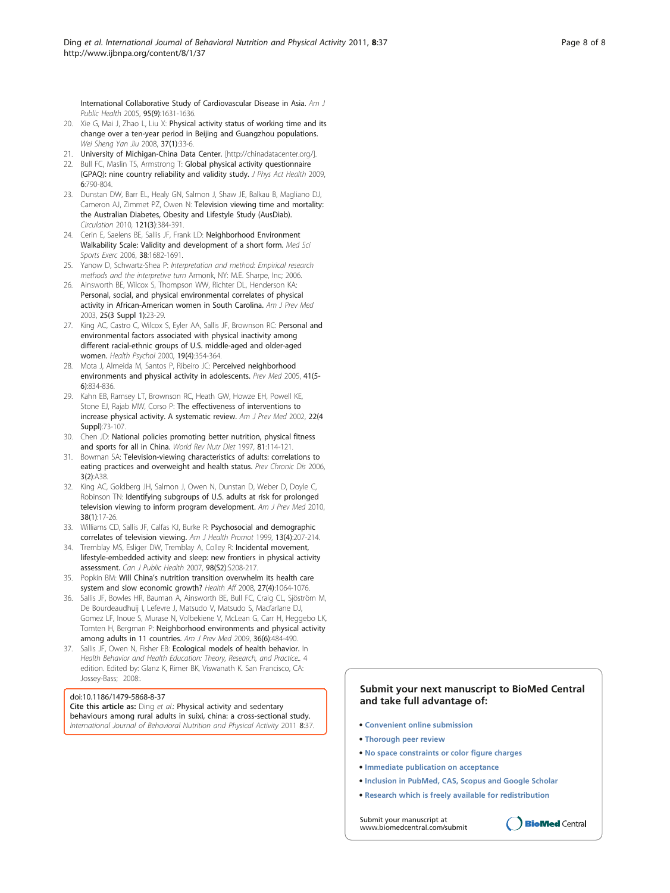International Collaborative Study of Cardiovascular Disease in Asia. *Am J Public Health* 2005, **95(9)**:1631-1636.

20. Xie G, Mai J, Zhao L, Liu X: **Physical activity status of working time and its change over a ten-year period in Beijing and Guangzhou populations.** *Wei Sheng Yan Jiu* 2008, **37(1)**:33-6.
21. **University of Michigan-China Data Center.** [http://chinadatacenter.org/].
22. Bull FC, Maslin TS, Armstrong T: **Global physical activity questionnaire (GPAQ): nine country reliability and validity study.** *J Phys Act Health* 2009, **6**:790-804.
23. Dunstan DW, Barr EL, Healy GN, Salmon J, Shaw JE, Balkau B, Magliano DJ, Cameron AJ, Zimmet PZ, Owen N: **Television viewing time and mortality: the Australian Diabetes, Obesity and Lifestyle Study (AusDiab).** *Circulation* 2010, **121(3)**:384-391.
24. Cerin E, Saelens BE, Sallis JF, Frank LD: **Neighborhood Environment Walkability Scale: Validity and development of a short form.** *Med Sci Sports Exerc* 2006, **38**:1682-1691.
25. Yanow D, Schwartz-Shea P: *Interpretation and method: Empirical research methods and the interpretive turn* Armonk, NY: M.E. Sharpe, Inc; 2006.
26. Ainsworth BE, Wilcox S, Thompson WW, Richter DL, Henderson KA: **Personal, social, and physical environmental correlates of physical activity in African-American women in South Carolina.** *Am J Prev Med* 2003, **25(3 Suppl 1)**:23-29.
27. King AC, Castro C, Wilcox S, Eyler AA, Sallis JF, Brownson RC: **Personal and environmental factors associated with physical inactivity among different racial-ethnic groups of U.S. middle-aged and older-aged women.** *Health Psychol* 2000, **19(4)**:354-364.
28. Mota J, Almeida M, Santos P, Ribeiro JC: **Perceived neighborhood environments and physical activity in adolescents.** *Prev Med* 2005, **41(5-6)**:834-836.
29. Kahn EB, Ramsey LT, Brownson RC, Heath GW, Howze EH, Powell KE, Stone EJ, Rajab MW, Corso P: **The effectiveness of interventions to increase physical activity. A systematic review.** *Am J Prev Med* 2002, **22(4 Suppl)**:73-107.
30. Chen JD: **National policies promoting better nutrition, physical fitness and sports for all in China.** *World Rev Nutr Diet* 1997, **81**:114-121.
31. Bowman SA: **Television-viewing characteristics of adults: correlations to eating practices and overweight and health status.** *Prev Chronic Dis* 2006, **3(2)**:A38.
32. King AC, Goldberg JH, Salmon J, Owen N, Dunstan D, Weber D, Doyle C, Robinson TN: **Identifying subgroups of U.S. adults at risk for prolonged television viewing to inform program development.** *Am J Prev Med* 2010, **38(1)**:17-26.
33. Williams CD, Sallis JF, Calfas KJ, Burke R: **Psychosocial and demographic correlates of television viewing.** *Am J Health Promot* 1999, **13(4)**:207-214.
34. Tremblay MS, Esliger DW, Tremblay A, Colley R: **Incidental movement, lifestyle-embedded activity and sleep: new frontiers in physical activity assessment.** *Can J Public Health* 2007, **98(S2)**:S208-217.
35. Popkin BM: **Will China's nutrition transition overwhelm its health care system and slow economic growth?** *Health Aff* 2008, **27(4)**:1064-1076.
36. Sallis JF, Bowles HR, Bauman A, Ainsworth BE, Bull FC, Craig CL, Sjöström M, De Bourdeaudhuij I, Lefevre J, Matsudo V, Matsudo S, Macfarlane DJ, Gomez LF, Inoue S, Murase N, Volbekiene V, McLean G, Carr H, Heggebo LK, Tomten H, Bergman P: **Neighborhood environments and physical activity among adults in 11 countries.** *Am J Prev Med* 2009, **36(6)**:484-490.
37. Sallis JF, Owen N, Fisher EB: **Ecological models of health behavior.** In *Health Behavior and Health Education: Theory, Research, and Practice.*. 4 edition. Edited by: Glanz K, Rimer BK, Viswanath K. San Francisco, CA: Jossey-Bass; 2008:.

doi:10.1186/1479-5868-8-37

**Cite this article as:** Ding *et al.*: Physical activity and sedentary behaviours among rural adults in suixi, china: a cross-sectional study. *International Journal of Behavioral Nutrition and Physical Activity* 2011 **8**:37.

**Submit your next manuscript to BioMed Central and take full advantage of:**

- Convenient online submission
- Thorough peer review
- No space constraints or color figure charges
- Immediate publication on acceptance
- Inclusion in PubMed, CAS, Scopus and Google Scholar
- Research which is freely available for redistribution

Submit your manuscript at
www.biomedcentral.com/submit

BioMed Central